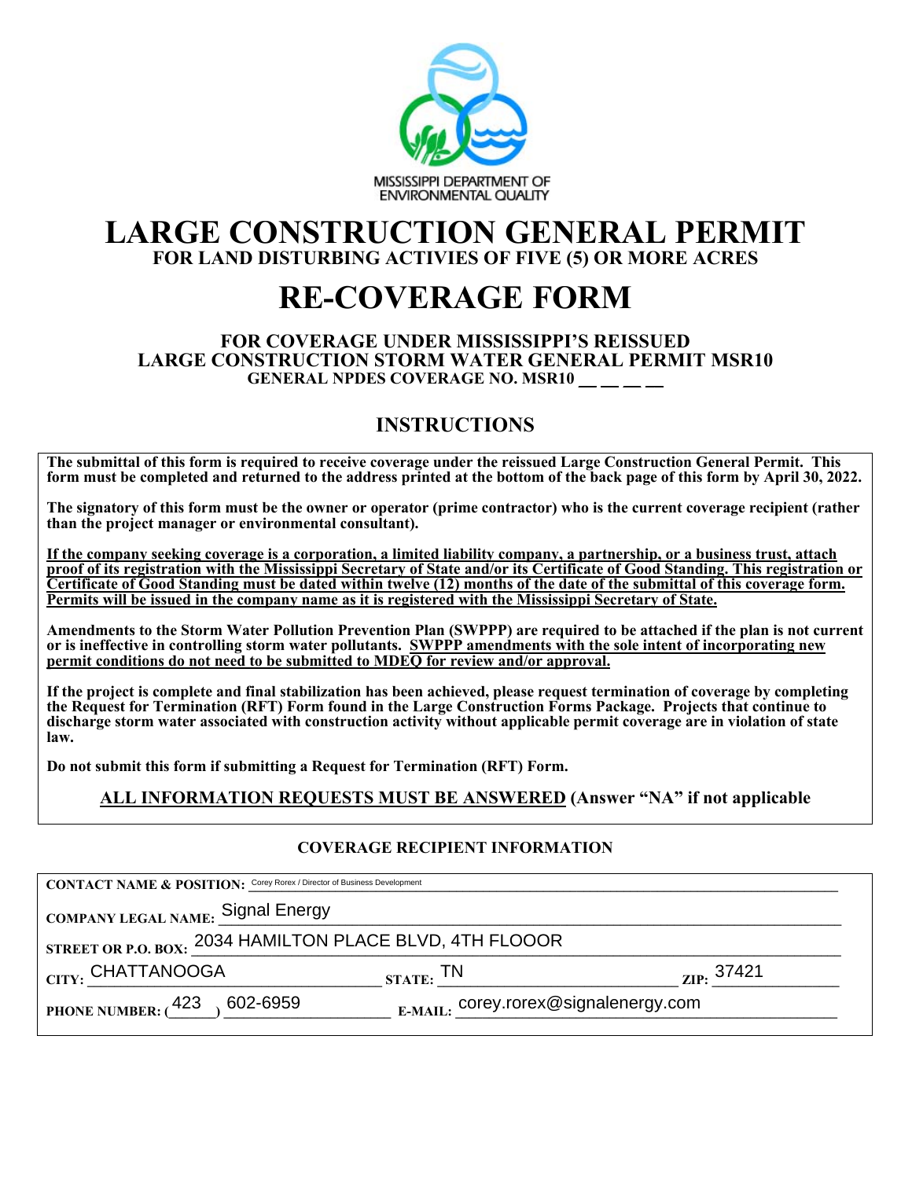MISSISSIPPI DEPARTMENT OF ENVIRONMENTAL QUALITY

# LARGE CONSTRUCTION GENERAL PERMIT

**FOR LAND DISTURBING ACTIVIES OF FIVE (5) OR MORE ACRES**

# RE-COVERAGE FORM

**FOR COVERAGE UNDER MISSISSIPPI'S REISSUED LARGE CONSTRUCTION STORM WATER GENERAL PERMIT MSR10**
**GENERAL NPDES COVERAGE NO. MSR10 __ __ __ __**

## INSTRUCTIONS

**The submittal of this form is required to receive coverage under the reissued Large Construction General Permit. This form must be completed and returned to the address printed at the bottom of the back page of this form by April 30, 2022.**

**The signatory of this form must be the owner or operator (prime contractor) who is the current coverage recipient (rather than the project manager or environmental consultant).**

**<u>If the company seeking coverage is a corporation, a limited liability company, a partnership, or a business trust, attach proof of its registration with the Mississippi Secretary of State and/or its Certificate of Good Standing. This registration or Certificate of Good Standing must be dated within twelve (12) months of the date of the submittal of this coverage form. Permits will be issued in the company name as it is registered with the Mississippi Secretary of State.</u>**

**Amendments to the Storm Water Pollution Prevention Plan (SWPPP) are required to be attached if the plan is not current or is ineffective in controlling storm water pollutants. <u>SWPPP amendments with the sole intent of incorporating new permit conditions do not need to be submitted to MDEQ for review and/or approval.</u>**

**If the project is complete and final stabilization has been achieved, please request termination of coverage by completing the Request for Termination (RFT) Form found in the Large Construction Forms Package. Projects that continue to discharge storm water associated with construction activity without applicable permit coverage are in violation of state law.**

**Do not submit this form if submitting a Request for Termination (RFT) Form.**

**<u>ALL INFORMATION REQUESTS MUST BE ANSWERED</u> (Answer "NA" if not applicable**

### COVERAGE RECIPIENT INFORMATION

**CONTACT NAME & POSITION:** Corey Rorex / Director of Business Development

**COMPANY LEGAL NAME:** Signal Energy

**STREET OR P.O. BOX:** 2034 HAMILTON PLACE BLVD, 4TH FLOOOR

**CITY:** CHATTANOOGA **STATE:** TN **ZIP:** 37421

**PHONE NUMBER:** (423) 602-6959 **E-MAIL:** corey.rorex@signalenergy.com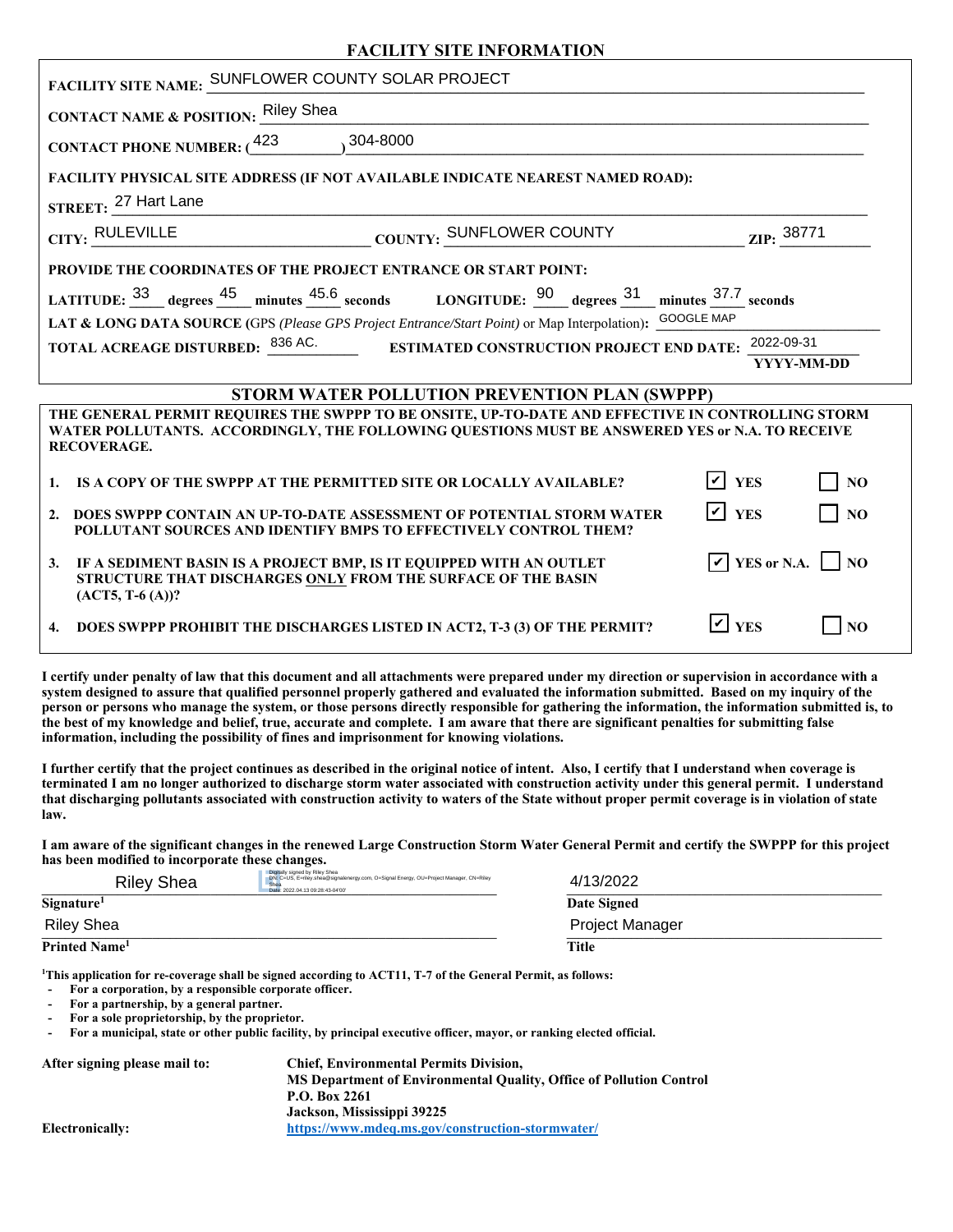## FACILITY SITE INFORMATION

**FACILITY SITE NAME:** SUNFLOWER COUNTY SOLAR PROJECT

**CONTACT NAME & POSITION:** Riley Shea

**CONTACT PHONE NUMBER:** (423) 304-8000

**FACILITY PHYSICAL SITE ADDRESS (IF NOT AVAILABLE INDICATE NEAREST NAMED ROAD):**

**STREET:** 27 Hart Lane

**CITY:** RULEVILLE **COUNTY:** SUNFLOWER COUNTY **ZIP:** 38771

**PROVIDE THE COORDINATES OF THE PROJECT ENTRANCE OR START POINT:**

**LATITUDE:** 33 **degrees** 45 **minutes** 45.6 **seconds** **LONGITUDE:** 90 **degrees** 31 **minutes** 37.7 **seconds**

**LAT & LONG DATA SOURCE (**GPS *(Please GPS Project Entrance/Start Point)* or Map Interpolation)**:** GOOGLE MAP

**TOTAL ACREAGE DISTURBED:** 836 AC. **ESTIMATED CONSTRUCTION PROJECT END DATE:** 2022-09-31 **YYYY-MM-DD**

## STORM WATER POLLUTION PREVENTION PLAN (SWPPP)

**THE GENERAL PERMIT REQUIRES THE SWPPP TO BE ONSITE, UP-TO-DATE AND EFFECTIVE IN CONTROLLING STORM WATER POLLUTANTS. ACCORDINGLY, THE FOLLOWING QUESTIONS MUST BE ANSWERED YES or N.A. TO RECEIVE RECOVERAGE.**

1. **IS A COPY OF THE SWPPP AT THE PERMITTED SITE OR LOCALLY AVAILABLE?** ☑ YES ☐ NO
2. **DOES SWPPP CONTAIN AN UP-TO-DATE ASSESSMENT OF POTENTIAL STORM WATER POLLUTANT SOURCES AND IDENTIFY BMPS TO EFFECTIVELY CONTROL THEM?** ☑ YES ☐ NO
3. **IF A SEDIMENT BASIN IS A PROJECT BMP, IS IT EQUIPPED WITH AN OUTLET STRUCTURE THAT DISCHARGES ONLY FROM THE SURFACE OF THE BASIN (ACT5, T-6 (A))?** ☑ YES or N.A. ☐ NO
4. **DOES SWPPP PROHIBIT THE DISCHARGES LISTED IN ACT2, T-3 (3) OF THE PERMIT?** ☑ YES ☐ NO

**I certify under penalty of law that this document and all attachments were prepared under my direction or supervision in accordance with a system designed to assure that qualified personnel properly gathered and evaluated the information submitted. Based on my inquiry of the person or persons who manage the system, or those persons directly responsible for gathering the information, the information submitted is, to the best of my knowledge and belief, true, accurate and complete. I am aware that there are significant penalties for submitting false information, including the possibility of fines and imprisonment for knowing violations.**

**I further certify that the project continues as described in the original notice of intent. Also, I certify that I understand when coverage is terminated I am no longer authorized to discharge storm water associated with construction activity under this general permit. I understand that discharging pollutants associated with construction activity to waters of the State without proper permit coverage is in violation of state law.**

**I am aware of the significant changes in the renewed Large Construction Storm Water General Permit and certify the SWPPP for this project has been modified to incorporate these changes.**

Riley Shea — Digitally signed by Riley Shea DN: C=US, E=riley.shea@signalenergy.com, O=Signal Energy, OU=Project Manager, CN=Riley Shea Date: 2022.04.13 09:28:43-04'00'

**Signature[1]**

4/13/2022

**Date Signed**

Riley Shea

**Printed Name[1]**

Project Manager

**Title**

[1]**This application for re-coverage shall be signed according to ACT11, T-7 of the General Permit, as follows:**

- **For a corporation, by a responsible corporate officer.**
- **For a partnership, by a general partner.**
- **For a sole proprietorship, by the proprietor.**
- **For a municipal, state or other public facility, by principal executive officer, mayor, or ranking elected official.**

**After signing please mail to:**

**Chief, Environmental Permits Division,**
**MS Department of Environmental Quality, Office of Pollution Control**
**P.O. Box 2261**
**Jackson, Mississippi 39225**

**Electronically:** https://www.mdeq.ms.gov/construction-stormwater/